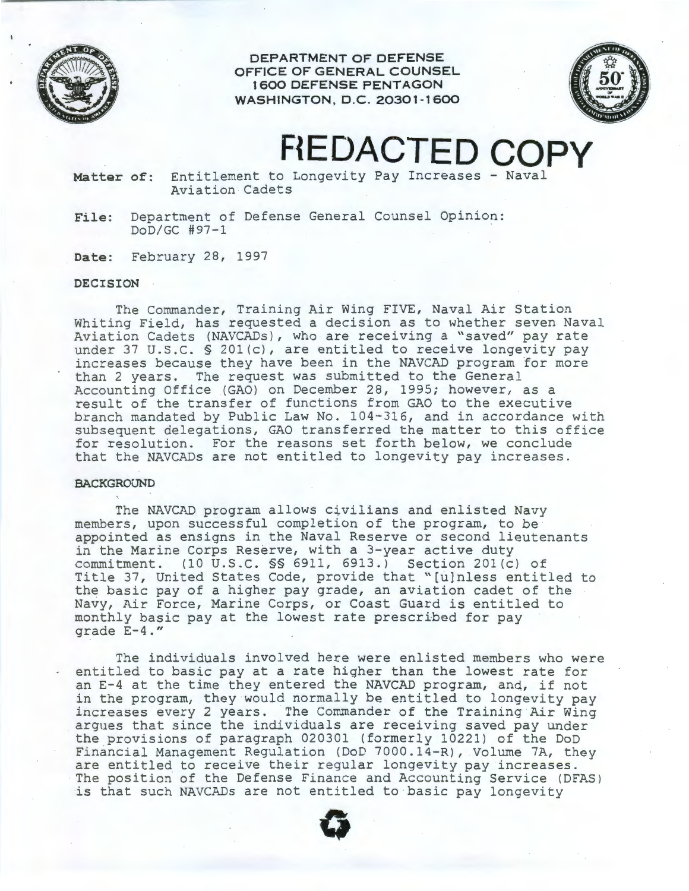DEPARTMENT OF DEFENSE
OFFICE OF GENERAL COUNSEL
1600 DEFENSE PENTAGON
WASHINGTON, D.C. 20301-1600

# REDACTED COPY

**Matter of:** Entitlement to Longevity Pay Increases - Naval Aviation Cadets

**File:** Department of Defense General Counsel Opinion: DoD/GC #97-1

**Date:** February 28, 1997

## DECISION

The Commander, Training Air Wing FIVE, Naval Air Station Whiting Field, has requested a decision as to whether seven Naval Aviation Cadets (NAVCADs), who are receiving a "saved" pay rate under 37 U.S.C. § 201(c), are entitled to receive longevity pay increases because they have been in the NAVCAD program for more than 2 years. The request was submitted to the General Accounting Office (GAO) on December 28, 1995; however, as a result of the transfer of functions from GAO to the executive branch mandated by Public Law No. 104-316, and in accordance with subsequent delegations, GAO transferred the matter to this office for resolution. For the reasons set forth below, we conclude that the NAVCADs are not entitled to longevity pay increases.

## BACKGROUND

The NAVCAD program allows civilians and enlisted Navy members, upon successful completion of the program, to be appointed as ensigns in the Naval Reserve or second lieutenants in the Marine Corps Reserve, with a 3-year active duty commitment. (10 U.S.C. §§ 6911, 6913.) Section 201(c) of Title 37, United States Code, provide that "[u]nless entitled to the basic pay of a higher pay grade, an aviation cadet of the Navy, Air Force, Marine Corps, or Coast Guard is entitled to monthly basic pay at the lowest rate prescribed for pay grade E-4."

The individuals involved here were enlisted members who were entitled to basic pay at a rate higher than the lowest rate for an E-4 at the time they entered the NAVCAD program, and, if not in the program, they would normally be entitled to longevity pay increases every 2 years. The Commander of the Training Air Wing argues that since the individuals are receiving saved pay under the provisions of paragraph 020301 (formerly 10221) of the DoD Financial Management Regulation (DoD 7000.14-R), Volume 7A, they are entitled to receive their regular longevity pay increases. The position of the Defense Finance and Accounting Service (DFAS) is that such NAVCADs are not entitled to basic pay longevity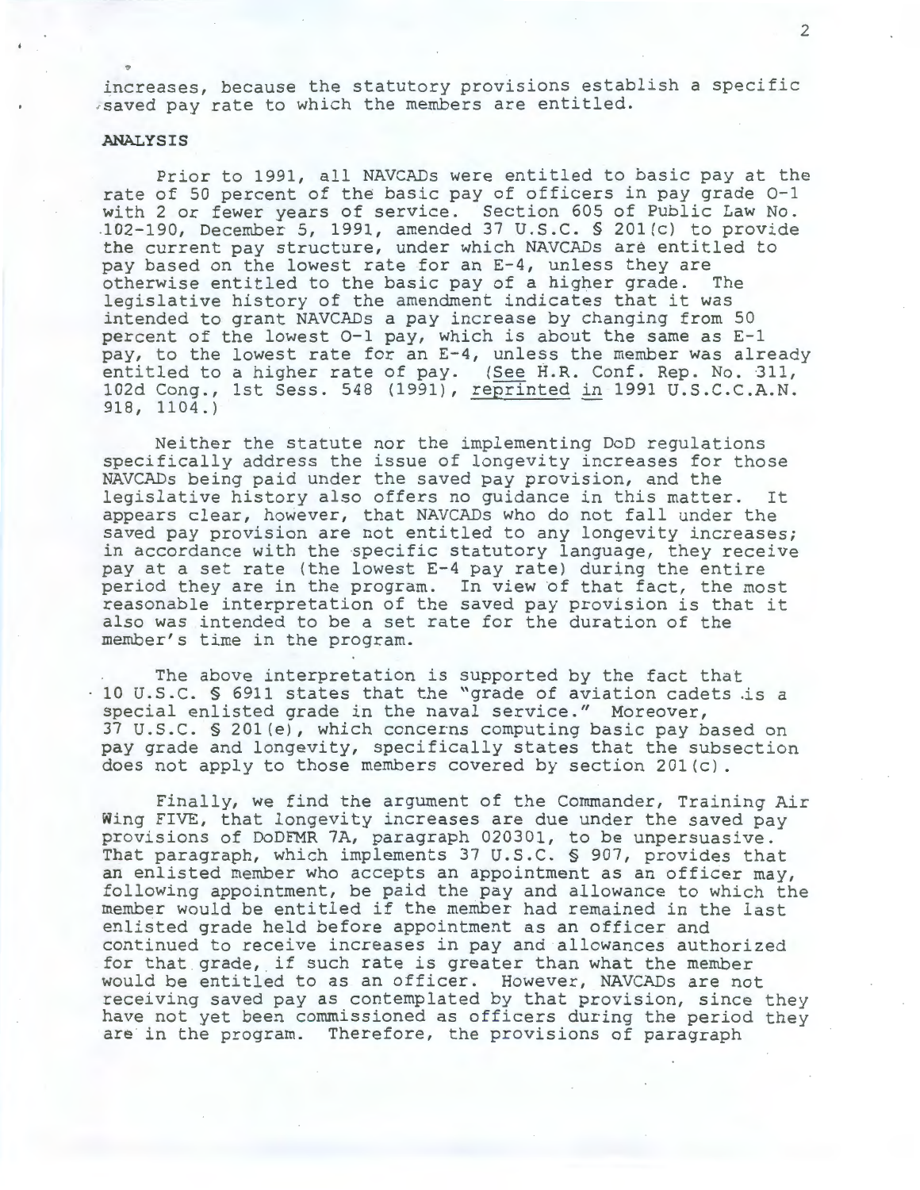increases, because the statutory provisions establish a specific saved pay rate to which the members are entitled.

**ANALYSIS**

Prior to 1991, all NAVCADs were entitled to basic pay at the rate of 50 percent of the basic pay of officers in pay grade O-1 with 2 or fewer years of service. Section 605 of Public Law No. 102-190, December 5, 1991, amended 37 U.S.C. § 201(c) to provide the current pay structure, under which NAVCADs are entitled to pay based on the lowest rate for an E-4, unless they are otherwise entitled to the basic pay of a higher grade. The legislative history of the amendment indicates that it was intended to grant NAVCADs a pay increase by changing from 50 percent of the lowest O-1 pay, which is about the same as E-1 pay, to the lowest rate for an E-4, unless the member was already entitled to a higher rate of pay. (See H.R. Conf. Rep. No. 311, 102d Cong., 1st Sess. 548 (1991), reprinted in 1991 U.S.C.C.A.N. 918, 1104.)

Neither the statute nor the implementing DoD regulations specifically address the issue of longevity increases for those NAVCADs being paid under the saved pay provision, and the legislative history also offers no guidance in this matter. It appears clear, however, that NAVCADs who do not fall under the saved pay provision are not entitled to any longevity increases; in accordance with the specific statutory language, they receive pay at a set rate (the lowest E-4 pay rate) during the entire period they are in the program. In view of that fact, the most reasonable interpretation of the saved pay provision is that it also was intended to be a set rate for the duration of the member's time in the program.

The above interpretation is supported by the fact that 10 U.S.C. § 6911 states that the "grade of aviation cadets is a special enlisted grade in the naval service." Moreover, 37 U.S.C. § 201(e), which concerns computing basic pay based on pay grade and longevity, specifically states that the subsection does not apply to those members covered by section 201(c).

Finally, we find the argument of the Commander, Training Air Wing FIVE, that longevity increases are due under the saved pay provisions of DoDFMR 7A, paragraph 020301, to be unpersuasive. That paragraph, which implements 37 U.S.C. § 907, provides that an enlisted member who accepts an appointment as an officer may, following appointment, be paid the pay and allowance to which the member would be entitled if the member had remained in the last enlisted grade held before appointment as an officer and continued to receive increases in pay and allowances authorized for that grade, if such rate is greater than what the member would be entitled to as an officer. However, NAVCADs are not receiving saved pay as contemplated by that provision, since they have not yet been commissioned as officers during the period they are in the program. Therefore, the provisions of paragraph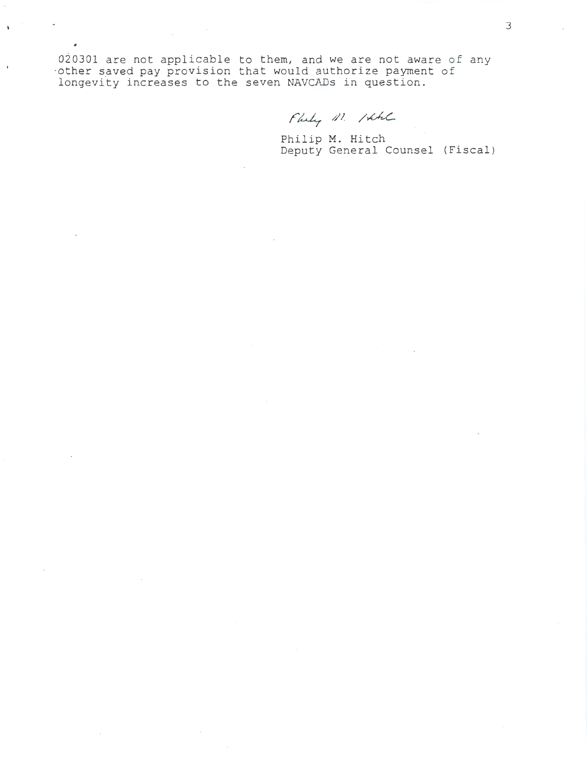020301 are not applicable to them, and we are not aware of any other saved pay provision that would authorize payment of longevity increases to the seven NAVCADs in question.

Philip M. Hitch
Deputy General Counsel (Fiscal)